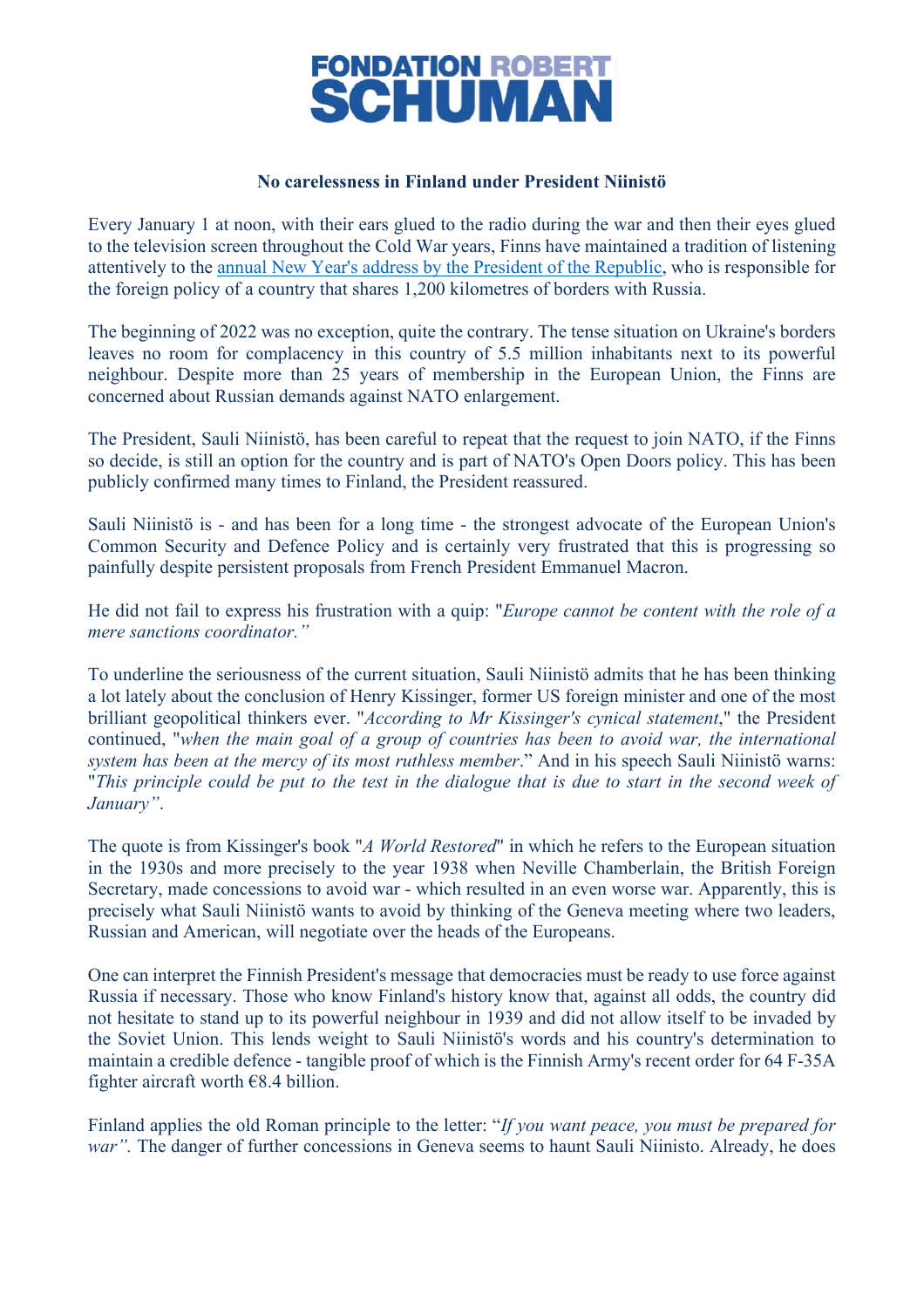# FONDATION ROBERT SCHUMAN

## No carelessness in Finland under President Niinistö

Every January 1 at noon, with their ears glued to the radio during the war and then their eyes glued to the television screen throughout the Cold War years, Finns have maintained a tradition of listening attentively to the [annual New Year's address by the President of the Republic](), who is responsible for the foreign policy of a country that shares 1,200 kilometres of borders with Russia.

The beginning of 2022 was no exception, quite the contrary. The tense situation on Ukraine's borders leaves no room for complacency in this country of 5.5 million inhabitants next to its powerful neighbour. Despite more than 25 years of membership in the European Union, the Finns are concerned about Russian demands against NATO enlargement.

The President, Sauli Niinistö, has been careful to repeat that the request to join NATO, if the Finns so decide, is still an option for the country and is part of NATO's Open Doors policy. This has been publicly confirmed many times to Finland, the President reassured.

Sauli Niinistö is - and has been for a long time - the strongest advocate of the European Union's Common Security and Defence Policy and is certainly very frustrated that this is progressing so painfully despite persistent proposals from French President Emmanuel Macron.

He did not fail to express his frustration with a quip: "*Europe cannot be content with the role of a mere sanctions coordinator.*"

To underline the seriousness of the current situation, Sauli Niinistö admits that he has been thinking a lot lately about the conclusion of Henry Kissinger, former US foreign minister and one of the most brilliant geopolitical thinkers ever. "*According to Mr Kissinger's cynical statement*," the President continued, "*when the main goal of a group of countries has been to avoid war, the international system has been at the mercy of its most ruthless member*." And in his speech Sauli Niinistö warns: "*This principle could be put to the test in the dialogue that is due to start in the second week of January*".

The quote is from Kissinger's book "*A World Restored*" in which he refers to the European situation in the 1930s and more precisely to the year 1938 when Neville Chamberlain, the British Foreign Secretary, made concessions to avoid war - which resulted in an even worse war. Apparently, this is precisely what Sauli Niinistö wants to avoid by thinking of the Geneva meeting where two leaders, Russian and American, will negotiate over the heads of the Europeans.

One can interpret the Finnish President's message that democracies must be ready to use force against Russia if necessary. Those who know Finland's history know that, against all odds, the country did not hesitate to stand up to its powerful neighbour in 1939 and did not allow itself to be invaded by the Soviet Union. This lends weight to Sauli Niinistö's words and his country's determination to maintain a credible defence - tangible proof of which is the Finnish Army's recent order for 64 F-35A fighter aircraft worth €8.4 billion.

Finland applies the old Roman principle to the letter: "*If you want peace, you must be prepared for war".* The danger of further concessions in Geneva seems to haunt Sauli Niinisto. Already, he does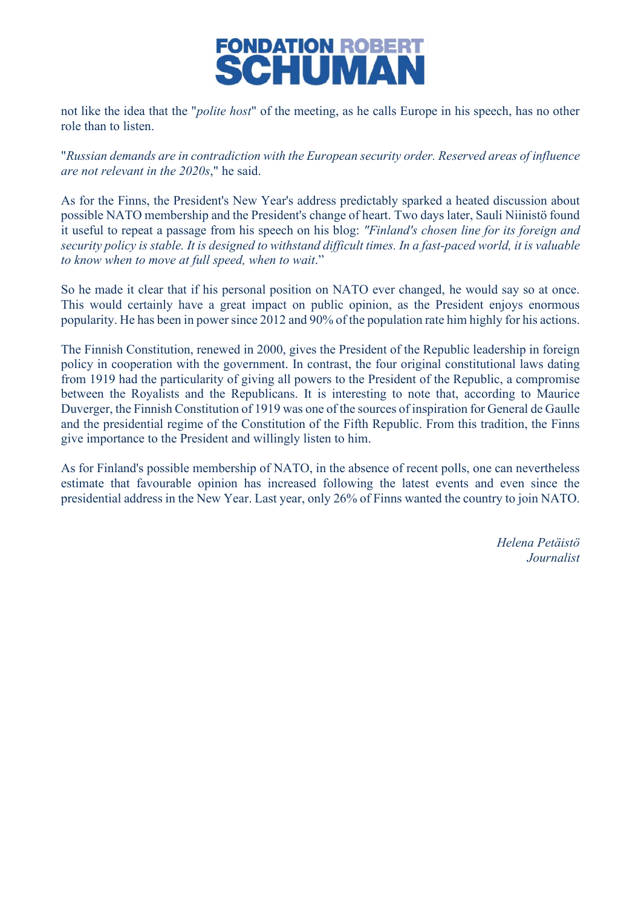not like the idea that the "*polite host*" of the meeting, as he calls Europe in his speech, has no other role than to listen.

"*Russian demands are in contradiction with the European security order. Reserved areas of influence are not relevant in the 2020s*," he said.

As for the Finns, the President's New Year's address predictably sparked a heated discussion about possible NATO membership and the President's change of heart. Two days later, Sauli Niinistö found it useful to repeat a passage from his speech on his blog: *"Finland's chosen line for its foreign and security policy is stable. It is designed to withstand difficult times. In a fast-paced world, it is valuable to know when to move at full speed, when to wait*."

So he made it clear that if his personal position on NATO ever changed, he would say so at once. This would certainly have a great impact on public opinion, as the President enjoys enormous popularity. He has been in power since 2012 and 90% of the population rate him highly for his actions.

The Finnish Constitution, renewed in 2000, gives the President of the Republic leadership in foreign policy in cooperation with the government. In contrast, the four original constitutional laws dating from 1919 had the particularity of giving all powers to the President of the Republic, a compromise between the Royalists and the Republicans. It is interesting to note that, according to Maurice Duverger, the Finnish Constitution of 1919 was one of the sources of inspiration for General de Gaulle and the presidential regime of the Constitution of the Fifth Republic. From this tradition, the Finns give importance to the President and willingly listen to him.

As for Finland's possible membership of NATO, in the absence of recent polls, one can nevertheless estimate that favourable opinion has increased following the latest events and even since the presidential address in the New Year. Last year, only 26% of Finns wanted the country to join NATO.

*Helena Petäistö*
*Journalist*